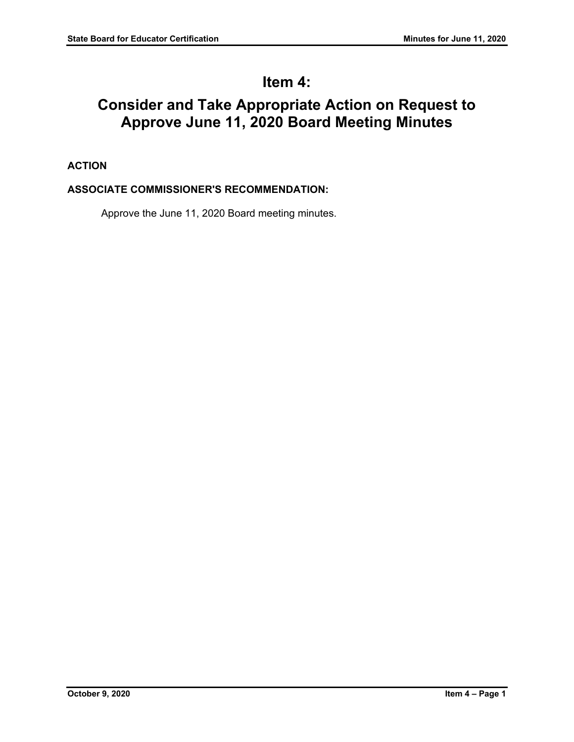# Item 4:

# Consider and Take Appropriate Action on Request to Approve June 11, 2020 Board Meeting Minutes

**ACTION**

**ASSOCIATE COMMISSIONER'S RECOMMENDATION:**

Approve the June 11, 2020 Board meeting minutes.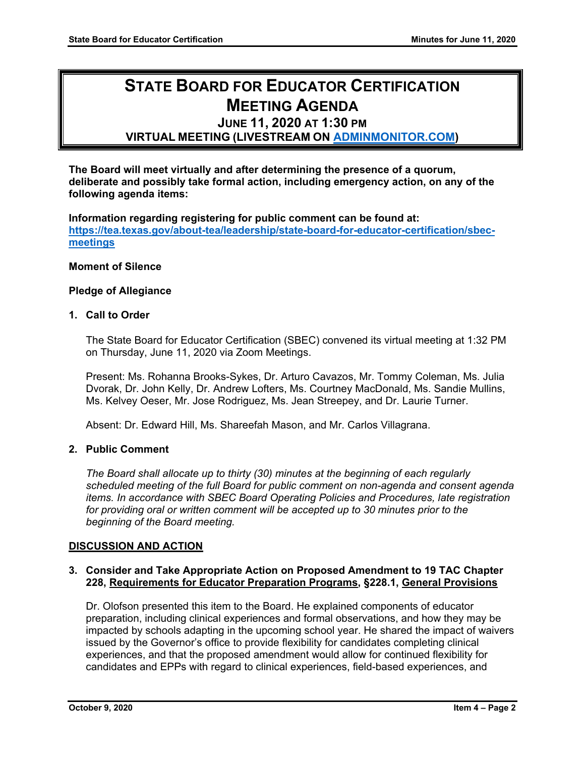# STATE BOARD FOR EDUCATOR CERTIFICATION MEETING AGENDA

## JUNE 11, 2020 AT 1:30 PM

## VIRTUAL MEETING (LIVESTREAM ON [ADMINMONITOR.COM](http://ADMINMONITOR.COM))

**The Board will meet virtually and after determining the presence of a quorum, deliberate and possibly take formal action, including emergency action, on any of the following agenda items:**

**Information regarding registering for public comment can be found at: [https://tea.texas.gov/about-tea/leadership/state-board-for-educator-certification/sbec-meetings](https://tea.texas.gov/about-tea/leadership/state-board-for-educator-certification/sbec-meetings)**

**Moment of Silence**

**Pledge of Allegiance**

**1. Call to Order**

The State Board for Educator Certification (SBEC) convened its virtual meeting at 1:32 PM on Thursday, June 11, 2020 via Zoom Meetings.

Present: Ms. Rohanna Brooks-Sykes, Dr. Arturo Cavazos, Mr. Tommy Coleman, Ms. Julia Dvorak, Dr. John Kelly, Dr. Andrew Lofters, Ms. Courtney MacDonald, Ms. Sandie Mullins, Ms. Kelvey Oeser, Mr. Jose Rodriguez, Ms. Jean Streepey, and Dr. Laurie Turner.

Absent: Dr. Edward Hill, Ms. Shareefah Mason, and Mr. Carlos Villagrana.

**2. Public Comment**

*The Board shall allocate up to thirty (30) minutes at the beginning of each regularly scheduled meeting of the full Board for public comment on non-agenda and consent agenda items. In accordance with SBEC Board Operating Policies and Procedures, late registration for providing oral or written comment will be accepted up to 30 minutes prior to the beginning of the Board meeting.*

**DISCUSSION AND ACTION**

**3. Consider and Take Appropriate Action on Proposed Amendment to 19 TAC Chapter 228, Requirements for Educator Preparation Programs, §228.1, General Provisions**

Dr. Olofson presented this item to the Board. He explained components of educator preparation, including clinical experiences and formal observations, and how they may be impacted by schools adapting in the upcoming school year. He shared the impact of waivers issued by the Governor's office to provide flexibility for candidates completing clinical experiences, and that the proposed amendment would allow for continued flexibility for candidates and EPPs with regard to clinical experiences, field-based experiences, and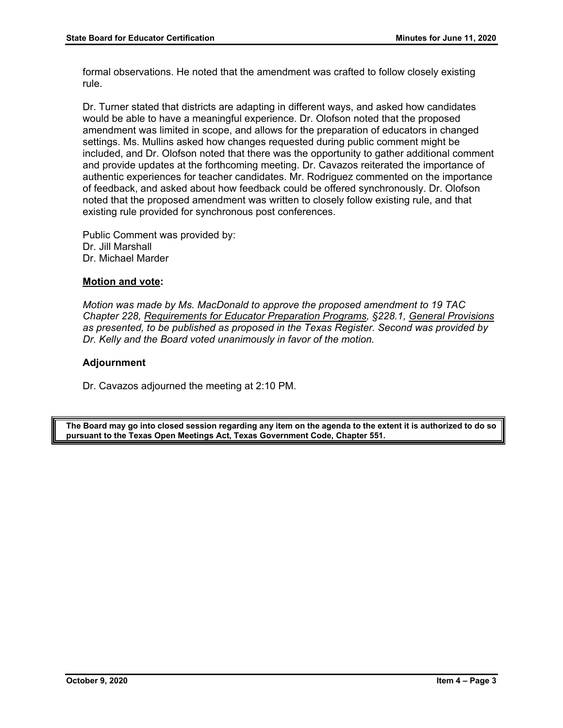formal observations. He noted that the amendment was crafted to follow closely existing rule.

Dr. Turner stated that districts are adapting in different ways, and asked how candidates would be able to have a meaningful experience. Dr. Olofson noted that the proposed amendment was limited in scope, and allows for the preparation of educators in changed settings. Ms. Mullins asked how changes requested during public comment might be included, and Dr. Olofson noted that there was the opportunity to gather additional comment and provide updates at the forthcoming meeting. Dr. Cavazos reiterated the importance of authentic experiences for teacher candidates. Mr. Rodriguez commented on the importance of feedback, and asked about how feedback could be offered synchronously. Dr. Olofson noted that the proposed amendment was written to closely follow existing rule, and that existing rule provided for synchronous post conferences.

Public Comment was provided by:
Dr. Jill Marshall
Dr. Michael Marder

**Motion and vote:**

*Motion was made by Ms. MacDonald to approve the proposed amendment to 19 TAC Chapter 228, Requirements for Educator Preparation Programs, §228.1, General Provisions as presented, to be published as proposed in the Texas Register. Second was provided by Dr. Kelly and the Board voted unanimously in favor of the motion.*

### Adjournment

Dr. Cavazos adjourned the meeting at 2:10 PM.

**The Board may go into closed session regarding any item on the agenda to the extent it is authorized to do so pursuant to the Texas Open Meetings Act, Texas Government Code, Chapter 551.**